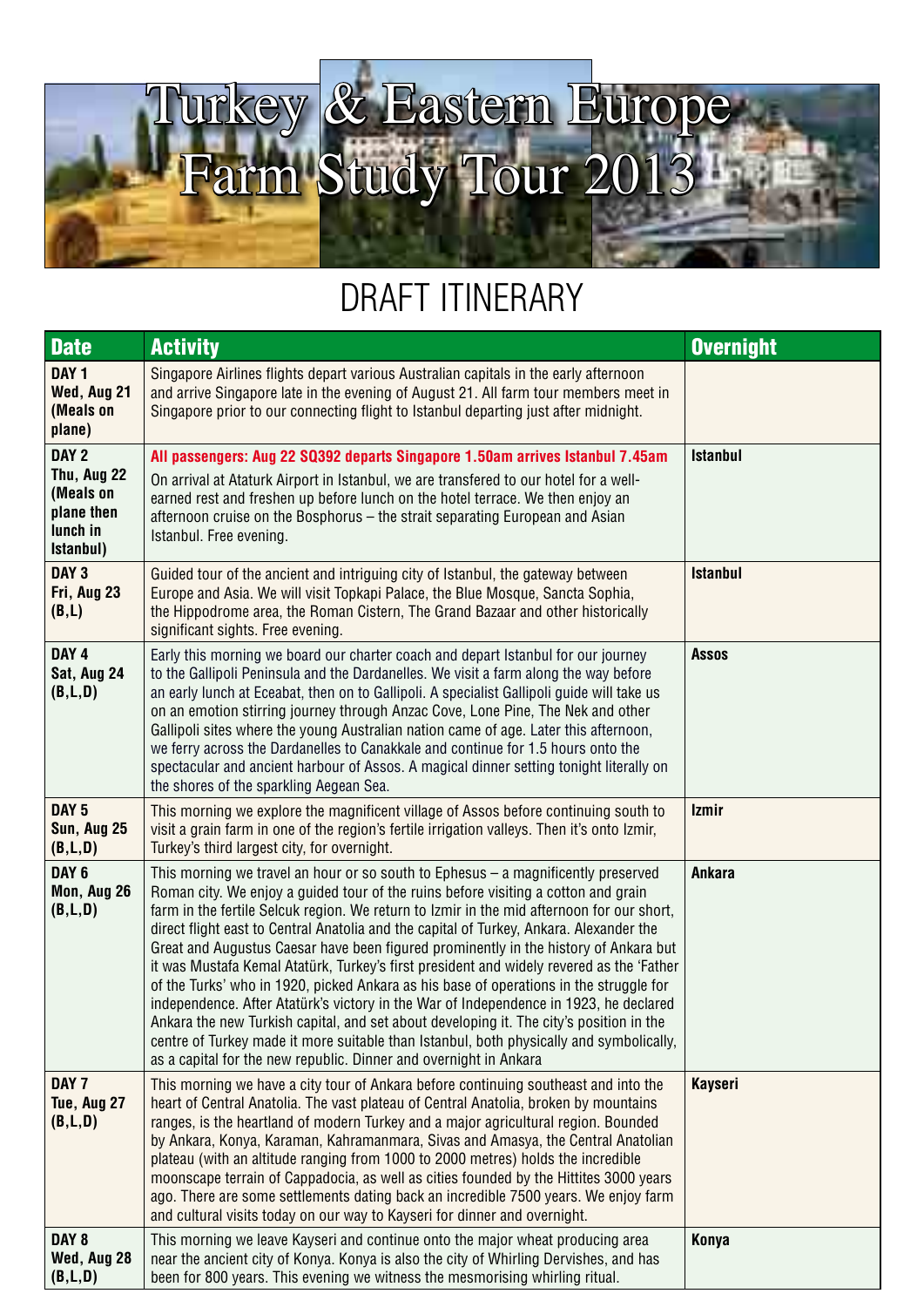# Turkey & Eastern Europe Farm Study Tour 2013

## DRAFT ITINERARY

| Date | Activity | Overnight |
|---|---|---|
| **DAY 1 Wed, Aug 21 (Meals on plane)** | Singapore Airlines flights depart various Australian capitals in the early afternoon and arrive Singapore late in the evening of August 21. All farm tour members meet in Singapore prior to our connecting flight to Istanbul departing just after midnight. | |
| **DAY 2 Thu, Aug 22 (Meals on plane then lunch in Istanbul)** | **All passengers: Aug 22 SQ392 departs Singapore 1.50am arrives Istanbul 7.45am** On arrival at Ataturk Airport in Istanbul, we are transfered to our hotel for a well-earned rest and freshen up before lunch on the hotel terrace. We then enjoy an afternoon cruise on the Bosphorus – the strait separating European and Asian Istanbul. Free evening. | **Istanbul** |
| **DAY 3 Fri, Aug 23 (B,L)** | Guided tour of the ancient and intriguing city of Istanbul, the gateway between Europe and Asia. We will visit Topkapi Palace, the Blue Mosque, Sancta Sophia, the Hippodrome area, the Roman Cistern, The Grand Bazaar and other historically significant sights. Free evening. | **Istanbul** |
| **DAY 4 Sat, Aug 24 (B,L,D)** | Early this morning we board our charter coach and depart Istanbul for our journey to the Gallipoli Peninsula and the Dardanelles. We visit a farm along the way before an early lunch at Eceabat, then on to Gallipoli. A specialist Gallipoli guide will take us on an emotion stirring journey through Anzac Cove, Lone Pine, The Nek and other Gallipoli sites where the young Australian nation came of age. Later this afternoon, we ferry across the Dardanelles to Canakkale and continue for 1.5 hours onto the spectacular and ancient harbour of Assos. A magical dinner setting tonight literally on the shores of the sparkling Aegean Sea. | **Assos** |
| **DAY 5 Sun, Aug 25 (B,L,D)** | This morning we explore the magnificent village of Assos before continuing south to visit a grain farm in one of the region's fertile irrigation valleys. Then it's onto Izmir, Turkey's third largest city, for overnight. | **Izmir** |
| **DAY 6 Mon, Aug 26 (B,L,D)** | This morning we travel an hour or so south to Ephesus – a magnificently preserved Roman city. We enjoy a guided tour of the ruins before visiting a cotton and grain farm in the fertile Selcuk region. We return to Izmir in the mid afternoon for our short, direct flight east to Central Anatolia and the capital of Turkey, Ankara. Alexander the Great and Augustus Caesar have been figured prominently in the history of Ankara but it was Mustafa Kemal Atatürk, Turkey's first president and widely revered as the 'Father of the Turks' who in 1920, picked Ankara as his base of operations in the struggle for independence. After Atatürk's victory in the War of Independence in 1923, he declared Ankara the new Turkish capital, and set about developing it. The city's position in the centre of Turkey made it more suitable than Istanbul, both physically and symbolically, as a capital for the new republic. Dinner and overnight in Ankara | **Ankara** |
| **DAY 7 Tue, Aug 27 (B,L,D)** | This morning we have a city tour of Ankara before continuing southeast and into the heart of Central Anatolia. The vast plateau of Central Anatolia, broken by mountains ranges, is the heartland of modern Turkey and a major agricultural region. Bounded by Ankara, Konya, Karaman, Kahramanmara, Sivas and Amasya, the Central Anatolian plateau (with an altitude ranging from 1000 to 2000 metres) holds the incredible moonscape terrain of Cappadocia, as well as cities founded by the Hittites 3000 years ago. There are some settlements dating back an incredible 7500 years. We enjoy farm and cultural visits today on our way to Kayseri for dinner and overnight. | **Kayseri** |
| **DAY 8 Wed, Aug 28 (B,L,D)** | This morning we leave Kayseri and continue onto the major wheat producing area near the ancient city of Konya. Konya is also the city of Whirling Dervishes, and has been for 800 years. This evening we witness the mesmorising whirling ritual. | **Konya** |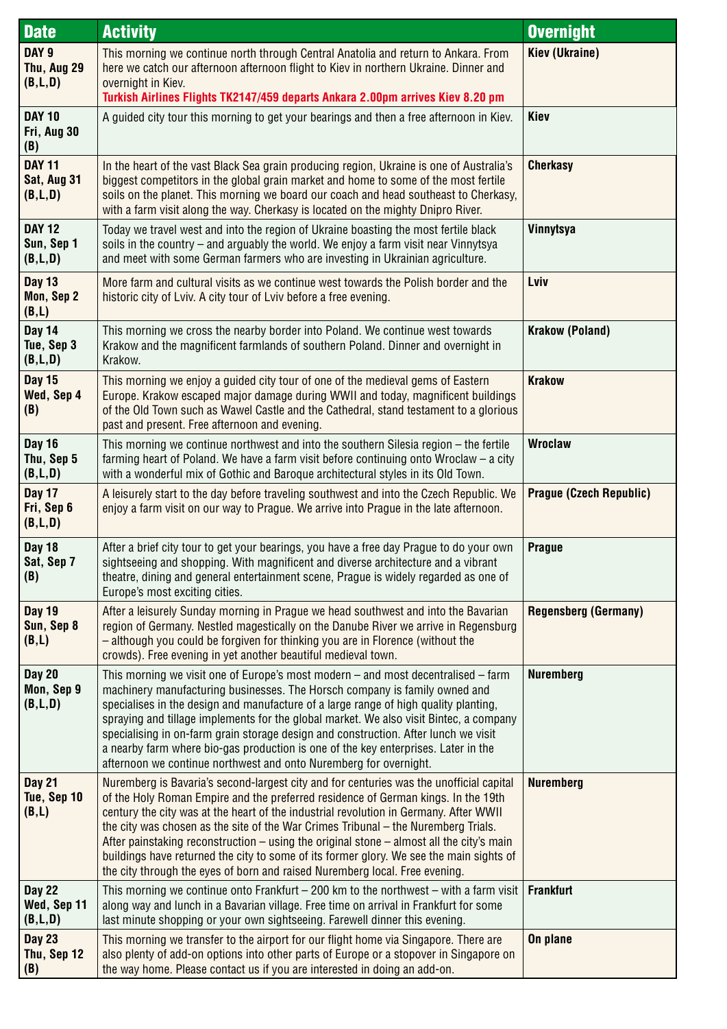| Date | Activity | Overnight |
|---|---|---|
| **DAY 9 Thu, Aug 29 (B,L,D)** | This morning we continue north through Central Anatolia and return to Ankara. From here we catch our afternoon afternoon flight to Kiev in northern Ukraine. Dinner and overnight in Kiev. **Turkish Airlines Flights TK2147/459 departs Ankara 2.00pm arrives Kiev 8.20 pm** | **Kiev (Ukraine)** |
| **DAY 10 Fri, Aug 30 (B)** | A guided city tour this morning to get your bearings and then a free afternoon in Kiev. | **Kiev** |
| **DAY 11 Sat, Aug 31 (B,L,D)** | In the heart of the vast Black Sea grain producing region, Ukraine is one of Australia's biggest competitors in the global grain market and home to some of the most fertile soils on the planet. This morning we board our coach and head southeast to Cherkasy, with a farm visit along the way. Cherkasy is located on the mighty Dnipro River. | **Cherkasy** |
| **DAY 12 Sun, Sep 1 (B,L,D)** | Today we travel west and into the region of Ukraine boasting the most fertile black soils in the country – and arguably the world. We enjoy a farm visit near Vinnytsya and meet with some German farmers who are investing in Ukrainian agriculture. | **Vinnytsya** |
| **Day 13 Mon, Sep 2 (B,L)** | More farm and cultural visits as we continue west towards the Polish border and the historic city of Lviv. A city tour of Lviv before a free evening. | **Lviv** |
| **Day 14 Tue, Sep 3 (B,L,D)** | This morning we cross the nearby border into Poland. We continue west towards Krakow and the magnificent farmlands of southern Poland. Dinner and overnight in Krakow. | **Krakow (Poland)** |
| **Day 15 Wed, Sep 4 (B)** | This morning we enjoy a guided city tour of one of the medieval gems of Eastern Europe. Krakow escaped major damage during WWII and today, magnificent buildings of the Old Town such as Wawel Castle and the Cathedral, stand testament to a glorious past and present. Free afternoon and evening. | **Krakow** |
| **Day 16 Thu, Sep 5 (B,L,D)** | This morning we continue northwest and into the southern Silesia region – the fertile farming heart of Poland. We have a farm visit before continuing onto Wroclaw – a city with a wonderful mix of Gothic and Baroque architectural styles in its Old Town. | **Wroclaw** |
| **Day 17 Fri, Sep 6 (B,L,D)** | A leisurely start to the day before traveling southwest and into the Czech Republic. We enjoy a farm visit on our way to Prague. We arrive into Prague in the late afternoon. | **Prague (Czech Republic)** |
| **Day 18 Sat, Sep 7 (B)** | After a brief city tour to get your bearings, you have a free day Prague to do your own sightseeing and shopping. With magnificent and diverse architecture and a vibrant theatre, dining and general entertainment scene, Prague is widely regarded as one of Europe's most exciting cities. | **Prague** |
| **Day 19 Sun, Sep 8 (B,L)** | After a leisurely Sunday morning in Prague we head southwest and into the Bavarian region of Germany. Nestled magestically on the Danube River we arrive in Regensburg – although you could be forgiven for thinking you are in Florence (without the crowds). Free evening in yet another beautiful medieval town. | **Regensberg (Germany)** |
| **Day 20 Mon, Sep 9 (B,L,D)** | This morning we visit one of Europe's most modern – and most decentralised – farm machinery manufacturing businesses. The Horsch company is family owned and specialises in the design and manufacture of a large range of high quality planting, spraying and tillage implements for the global market. We also visit Bintec, a company specialising in on-farm grain storage design and construction. After lunch we visit a nearby farm where bio-gas production is one of the key enterprises. Later in the afternoon we continue northwest and onto Nuremberg for overnight. | **Nuremberg** |
| **Day 21 Tue, Sep 10 (B,L)** | Nuremberg is Bavaria's second-largest city and for centuries was the unofficial capital of the Holy Roman Empire and the preferred residence of German kings. In the 19th century the city was at the heart of the industrial revolution in Germany. After WWII the city was chosen as the site of the War Crimes Tribunal – the Nuremberg Trials. After painstaking reconstruction – using the original stone – almost all the city's main buildings have returned the city to some of its former glory. We see the main sights of the city through the eyes of born and raised Nuremberg local. Free evening. | **Nuremberg** |
| **Day 22 Wed, Sep 11 (B,L,D)** | This morning we continue onto Frankfurt – 200 km to the northwest – with a farm visit along way and lunch in a Bavarian village. Free time on arrival in Frankfurt for some last minute shopping or your own sightseeing. Farewell dinner this evening. | **Frankfurt** |
| **Day 23 Thu, Sep 12 (B)** | This morning we transfer to the airport for our flight home via Singapore. There are also plenty of add-on options into other parts of Europe or a stopover in Singapore on the way home. Please contact us if you are interested in doing an add-on. | **On plane** |